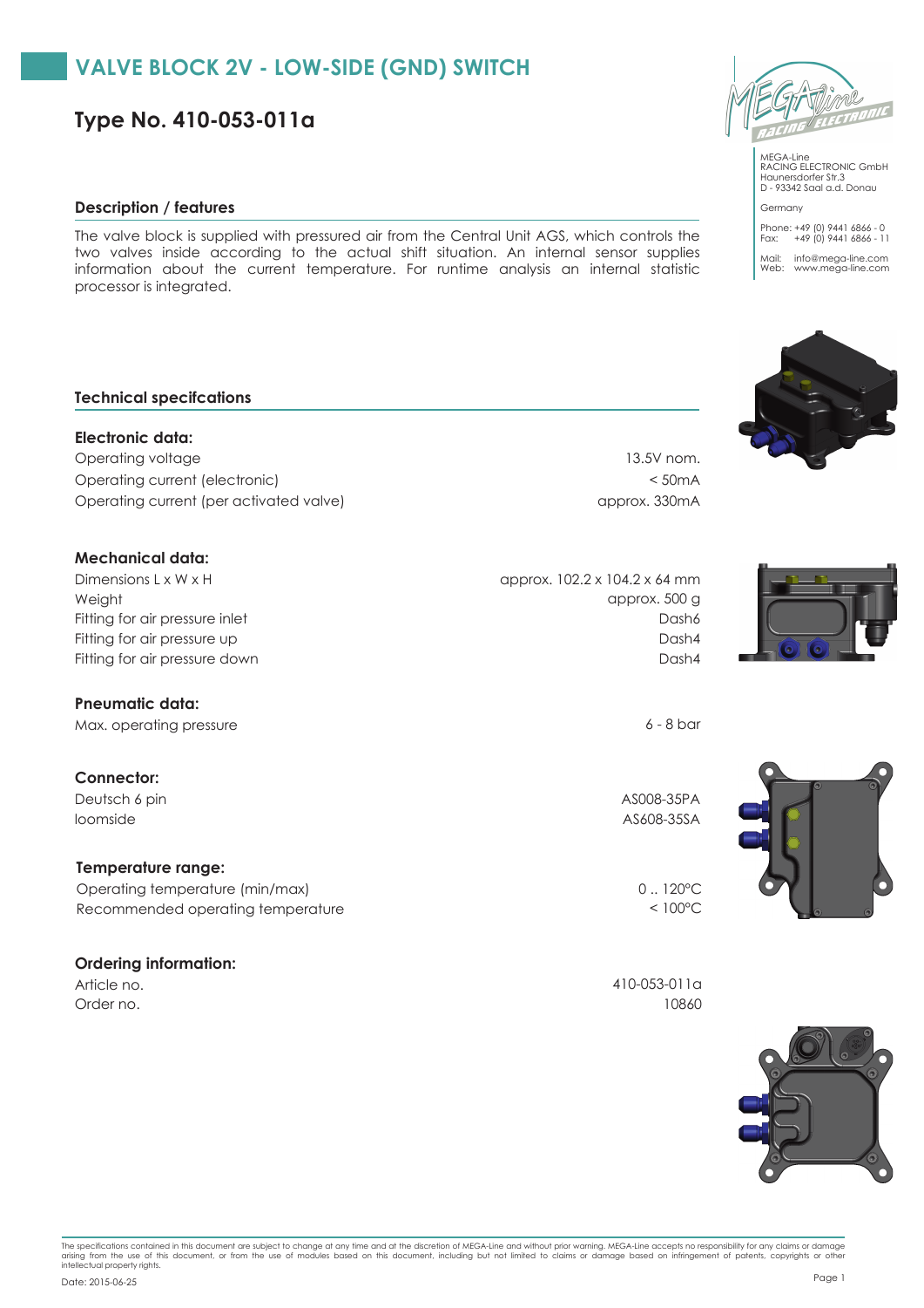# VALVE BLOCK 2V - LOW-SIDE (GND) SWITCH

## Type No. 410-053-011a

MEGA-Line
RACING ELECTRONIC GmbH
Haunersdorfer Str.3
D - 93342 Saal a.d. Donau

Germany

Phone: +49 (0) 9441 6866 - 0
Fax: +49 (0) 9441 6866 - 11

Mail: info@mega-line.com
Web: www.mega-line.com

### Description / features

The valve block is supplied with pressured air from the Central Unit AGS, which controls the two valves inside according to the actual shift situation. An internal sensor supplies information about the current temperature. For runtime analysis an internal statistic processor is integrated.

### Technical specifcations

**Electronic data:**

| | |
|---|---|
| Operating voltage | 13.5V nom. |
| Operating current (electronic) | < 50mA |
| Operating current (per activated valve) | approx. 330mA |

**Mechanical data:**

| | |
|---|---|
| Dimensions L x W x H | approx. 102.2 x 104.2 x 64 mm |
| Weight | approx. 500 g |
| Fitting for air pressure inlet | Dash6 |
| Fitting for air pressure up | Dash4 |
| Fitting for air pressure down | Dash4 |

**Pneumatic data:**

| | |
|---|---|
| Max. operating pressure | 6 - 8 bar |

**Connector:**

| | |
|---|---|
| Deutsch 6 pin | AS008-35PA |
| loomside | AS608-35SA |

**Temperature range:**

| | |
|---|---|
| Operating temperature (min/max) | 0 .. 120°C |
| Recommended operating temperature | < 100°C |

**Ordering information:**

| | |
|---|---|
| Article no. | 410-053-011a |
| Order no. | 10860 |

The specifications contained in this document are subject to change at any time and at the discretion of MEGA-Line and without prior warning. MEGA-Line accepts no responsibility for any claims or damage arising from the use of this document, or from the use of modules based on this document, including but not limited to claims or damage based on infringement of patents, copyrights or other intellectual property rights.

Date: 2015-06-25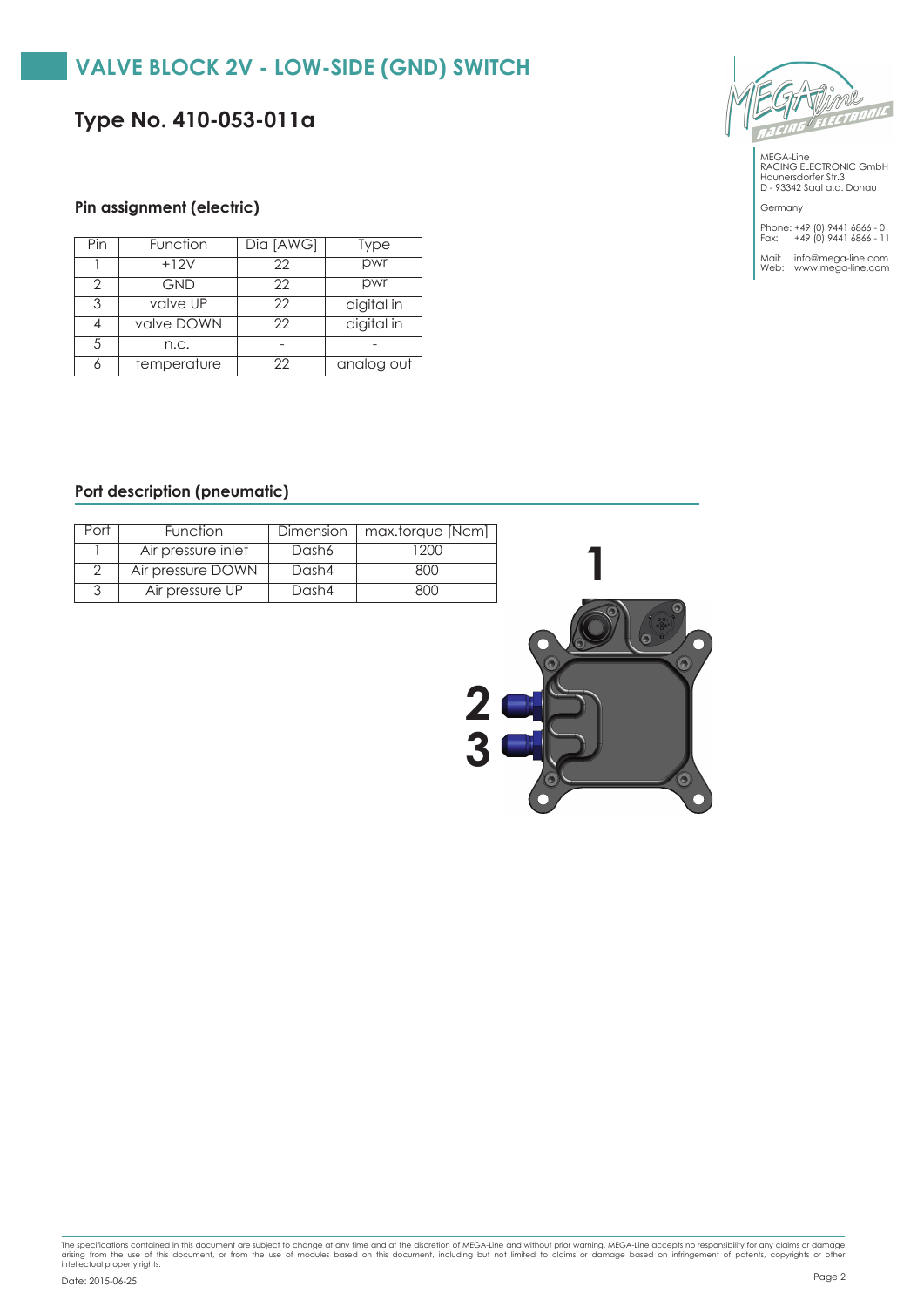# VALVE BLOCK 2V - LOW-SIDE (GND) SWITCH

## Type No. 410-053-011a

MEGA-Line
RACING ELECTRONIC GmbH
Haunersdorfer Str.3
D - 93342 Saal a.d. Donau

Germany

Phone: +49 (0) 9441 6866 - 0
Fax: +49 (0) 9441 6866 - 11

Mail: info@mega-line.com
Web: www.mega-line.com

### Pin assignment (electric)

| Pin | Function | Dia [AWG] | Type |
|---|---|---|---|
| 1 | +12V | 22 | pwr |
| 2 | GND | 22 | pwr |
| 3 | valve UP | 22 | digital in |
| 4 | valve DOWN | 22 | digital in |
| 5 | n.c. | - | - |
| 6 | temperature | 22 | analog out |

### Port description (pneumatic)

| Port | Function | Dimension | max.torque [Ncm] |
|---|---|---|---|
| 1 | Air pressure inlet | Dash6 | 1200 |
| 2 | Air pressure DOWN | Dash4 | 800 |
| 3 | Air pressure UP | Dash4 | 800 |

The specifications contained in this document are subject to change at any time and at the discretion of MEGA-Line and without prior warning. MEGA-Line accepts no responsibility for any claims or damage arising from the use of this document, or from the use of modules based on this document, including but not limited to claims or damage based on infringement of patents, copyrights or other intellectual property rights.

Date: 2015-06-25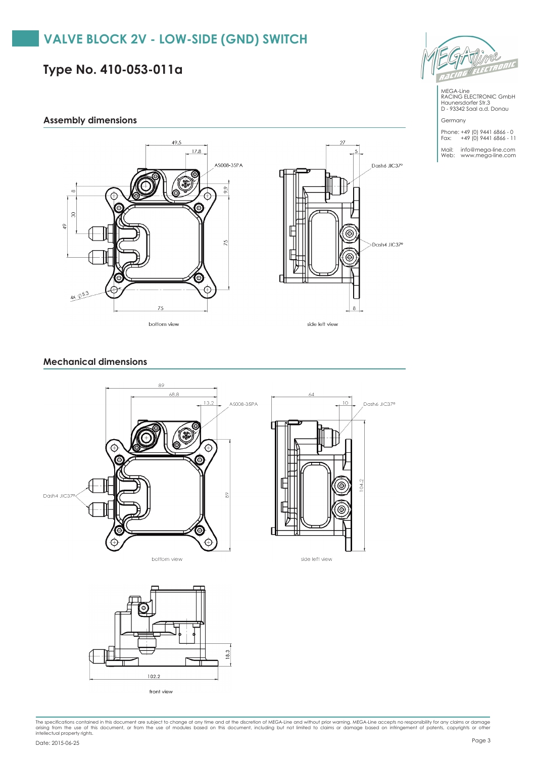# VALVE BLOCK 2V - LOW-SIDE (GND) SWITCH

## Type No. 410-053-011a

MEGA-Line
RACING ELECTRONIC GmbH
Haunersdorfer Str.3
D - 93342 Saal a.d. Donau

Germany

Phone: +49 (0) 9441 6866 - 0
Fax: +49 (0) 9441 6866 - 11

Mail: info@mega-line.com
Web: www.mega-line.com

### Assembly dimensions

49.5
17.8
AS008-35PA
8
30
49
9.9
75
4x ⌀5.3
75
bottom view

27
5
Dash6 JIC37°
Dash4 JIC37°
8
side left view

### Mechanical dimensions

89
68.8
13.2
AS008-35PA
Dash4 JIC37°
89
bottom view

64
10
Dash6 JIC37°
104.2
side left view

18.3
102.2
front view

The specifications contained in this document are subject to change at any time and at the discretion of MEGA-Line and without prior warning. MEGA-Line accepts no responsibility for any claims or damage arising from the use of this document, or from the use of modules based on this document, including but not limited to claims or damage based on infringement of patents, copyrights or other intellectual property rights.

Date: 2015-06-25